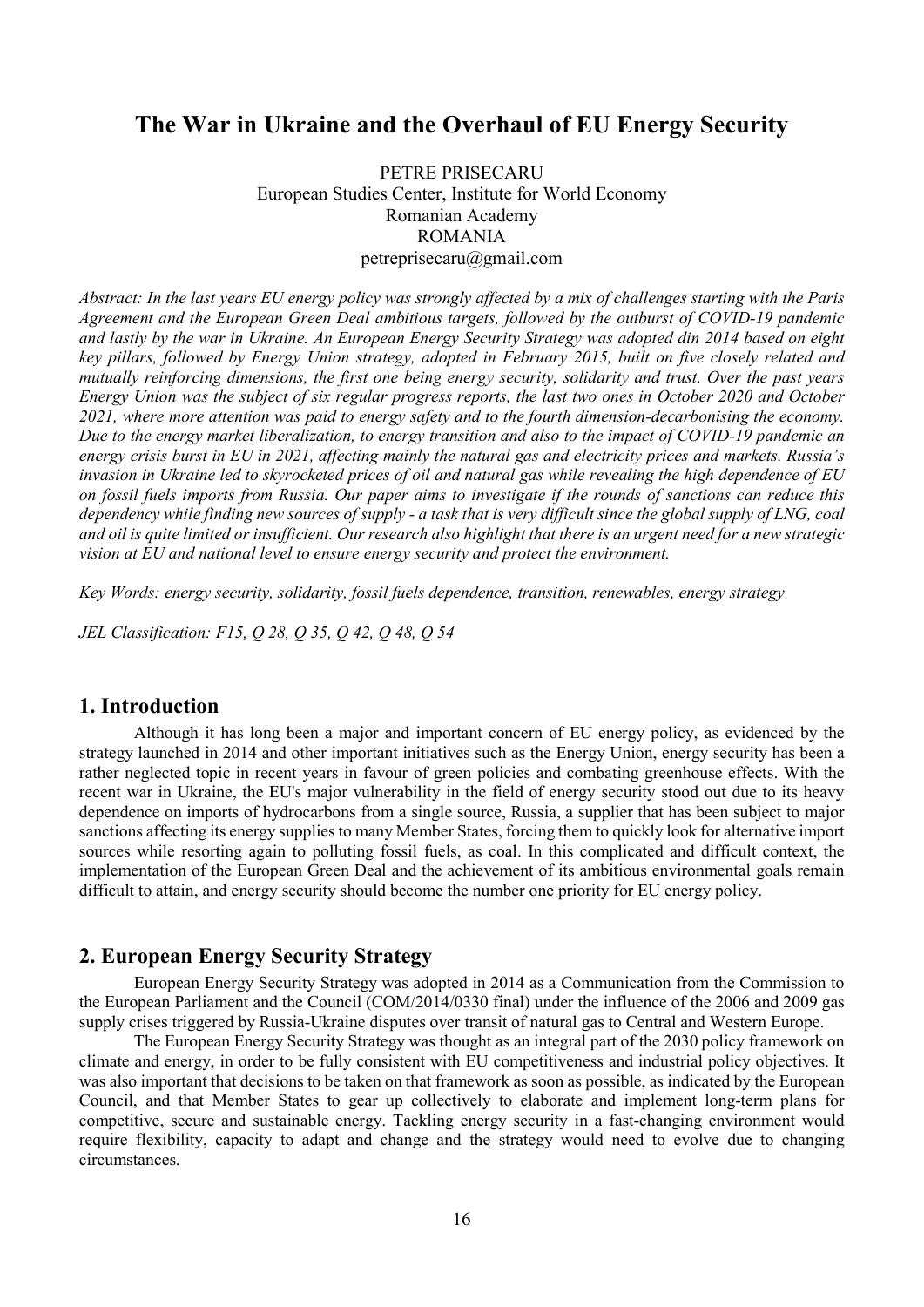# The War in Ukraine and the Overhaul of EU Energy Security

PETRE PRISECARU
European Studies Center, Institute for World Economy
Romanian Academy
ROMANIA
petreprisecaru@gmail.com

*Abstract: In the last years EU energy policy was strongly affected by a mix of challenges starting with the Paris Agreement and the European Green Deal ambitious targets, followed by the outburst of COVID-19 pandemic and lastly by the war in Ukraine. An European Energy Security Strategy was adopted din 2014 based on eight key pillars, followed by Energy Union strategy, adopted in February 2015, built on five closely related and mutually reinforcing dimensions, the first one being energy security, solidarity and trust. Over the past years Energy Union was the subject of six regular progress reports, the last two ones in October 2020 and October 2021, where more attention was paid to energy safety and to the fourth dimension-decarbonising the economy. Due to the energy market liberalization, to energy transition and also to the impact of COVID-19 pandemic an energy crisis burst in EU in 2021, affecting mainly the natural gas and electricity prices and markets. Russia's invasion in Ukraine led to skyrocketed prices of oil and natural gas while revealing the high dependence of EU on fossil fuels imports from Russia. Our paper aims to investigate if the rounds of sanctions can reduce this dependency while finding new sources of supply - a task that is very difficult since the global supply of LNG, coal and oil is quite limited or insufficient. Our research also highlight that there is an urgent need for a new strategic vision at EU and national level to ensure energy security and protect the environment.*

*Key Words: energy security, solidarity, fossil fuels dependence, transition, renewables, energy strategy*

*JEL Classification: F15, Q 28, Q 35, Q 42, Q 48, Q 54*

## 1. Introduction

Although it has long been a major and important concern of EU energy policy, as evidenced by the strategy launched in 2014 and other important initiatives such as the Energy Union, energy security has been a rather neglected topic in recent years in favour of green policies and combating greenhouse effects. With the recent war in Ukraine, the EU's major vulnerability in the field of energy security stood out due to its heavy dependence on imports of hydrocarbons from a single source, Russia, a supplier that has been subject to major sanctions affecting its energy supplies to many Member States, forcing them to quickly look for alternative import sources while resorting again to polluting fossil fuels, as coal. In this complicated and difficult context, the implementation of the European Green Deal and the achievement of its ambitious environmental goals remain difficult to attain, and energy security should become the number one priority for EU energy policy.

## 2. European Energy Security Strategy

European Energy Security Strategy was adopted in 2014 as a Communication from the Commission to the European Parliament and the Council (COM/2014/0330 final) under the influence of the 2006 and 2009 gas supply crises triggered by Russia-Ukraine disputes over transit of natural gas to Central and Western Europe.

The European Energy Security Strategy was thought as an integral part of the 2030 policy framework on climate and energy, in order to be fully consistent with EU competitiveness and industrial policy objectives. It was also important that decisions to be taken on that framework as soon as possible, as indicated by the European Council, and that Member States to gear up collectively to elaborate and implement long-term plans for competitive, secure and sustainable energy. Tackling energy security in a fast-changing environment would require flexibility, capacity to adapt and change and the strategy would need to evolve due to changing circumstances.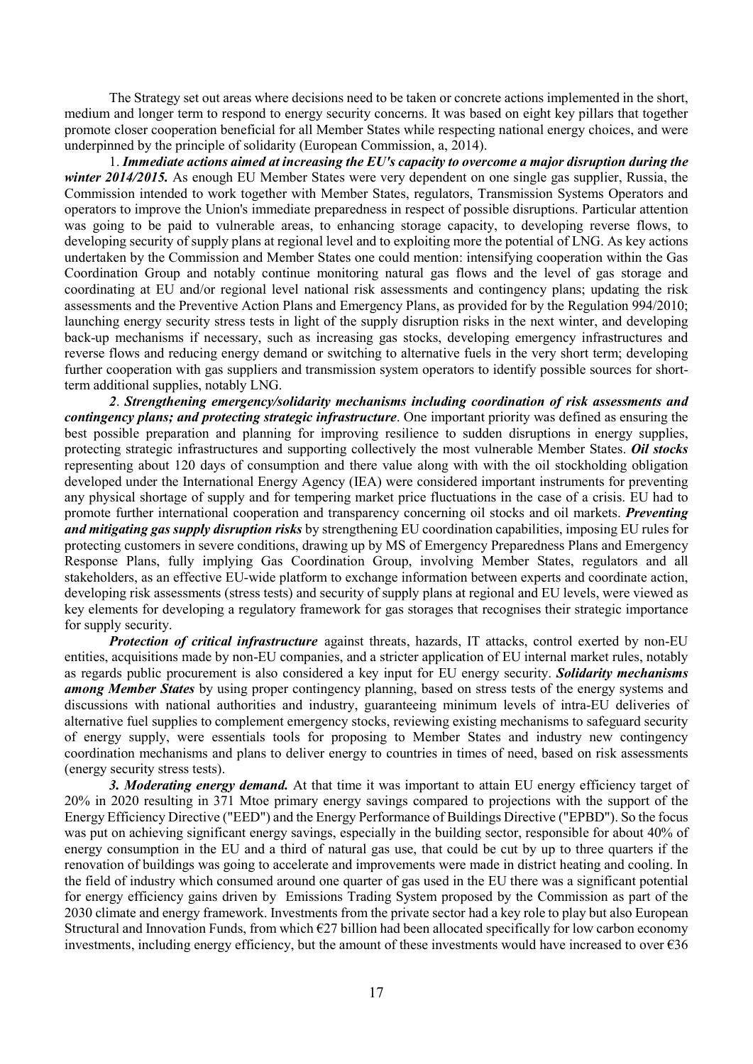The Strategy set out areas where decisions need to be taken or concrete actions implemented in the short, medium and longer term to respond to energy security concerns. It was based on eight key pillars that together promote closer cooperation beneficial for all Member States while respecting national energy choices, and were underpinned by the principle of solidarity (European Commission, a, 2014).

1. ***Immediate actions aimed at increasing the EU's capacity to overcome a major disruption during the winter 2014/2015.*** As enough EU Member States were very dependent on one single gas supplier, Russia, the Commission intended to work together with Member States, regulators, Transmission Systems Operators and operators to improve the Union's immediate preparedness in respect of possible disruptions. Particular attention was going to be paid to vulnerable areas, to enhancing storage capacity, to developing reverse flows, to developing security of supply plans at regional level and to exploiting more the potential of LNG. As key actions undertaken by the Commission and Member States one could mention: intensifying cooperation within the Gas Coordination Group and notably continue monitoring natural gas flows and the level of gas storage and coordinating at EU and/or regional level national risk assessments and contingency plans; updating the risk assessments and the Preventive Action Plans and Emergency Plans, as provided for by the Regulation 994/2010; launching energy security stress tests in light of the supply disruption risks in the next winter, and developing back-up mechanisms if necessary, such as increasing gas stocks, developing emergency infrastructures and reverse flows and reducing energy demand or switching to alternative fuels in the very short term; developing further cooperation with gas suppliers and transmission system operators to identify possible sources for short-term additional supplies, notably LNG.

*2*. ***Strengthening emergency/solidarity mechanisms including coordination of risk assessments and contingency plans; and protecting strategic infrastructure***. One important priority was defined as ensuring the best possible preparation and planning for improving resilience to sudden disruptions in energy supplies, protecting strategic infrastructures and supporting collectively the most vulnerable Member States. ***Oil stocks*** representing about 120 days of consumption and there value along with with the oil stockholding obligation developed under the International Energy Agency (IEA) were considered important instruments for preventing any physical shortage of supply and for tempering market price fluctuations in the case of a crisis. EU had to promote further international cooperation and transparency concerning oil stocks and oil markets. ***Preventing and mitigating gas supply disruption risks*** by strengthening EU coordination capabilities, imposing EU rules for protecting customers in severe conditions, drawing up by MS of Emergency Preparedness Plans and Emergency Response Plans, fully implying Gas Coordination Group, involving Member States, regulators and all stakeholders, as an effective EU-wide platform to exchange information between experts and coordinate action, developing risk assessments (stress tests) and security of supply plans at regional and EU levels, were viewed as key elements for developing a regulatory framework for gas storages that recognises their strategic importance for supply security.

***Protection of critical infrastructure*** against threats, hazards, IT attacks, control exerted by non-EU entities, acquisitions made by non-EU companies, and a stricter application of EU internal market rules, notably as regards public procurement is also considered a key input for EU energy security. ***Solidarity mechanisms among Member States*** by using proper contingency planning, based on stress tests of the energy systems and discussions with national authorities and industry, guaranteeing minimum levels of intra-EU deliveries of alternative fuel supplies to complement emergency stocks, reviewing existing mechanisms to safeguard security of energy supply, were essentials tools for proposing to Member States and industry new contingency coordination mechanisms and plans to deliver energy to countries in times of need, based on risk assessments (energy security stress tests).

***3. Moderating energy demand.*** At that time it was important to attain EU energy efficiency target of 20% in 2020 resulting in 371 Mtoe primary energy savings compared to projections with the support of the Energy Efficiency Directive ("EED") and the Energy Performance of Buildings Directive ("EPBD"). So the focus was put on achieving significant energy savings, especially in the building sector, responsible for about 40% of energy consumption in the EU and a third of natural gas use, that could be cut by up to three quarters if the renovation of buildings was going to accelerate and improvements were made in district heating and cooling. In the field of industry which consumed around one quarter of gas used in the EU there was a significant potential for energy efficiency gains driven by Emissions Trading System proposed by the Commission as part of the 2030 climate and energy framework. Investments from the private sector had a key role to play but also European Structural and Innovation Funds, from which €27 billion had been allocated specifically for low carbon economy investments, including energy efficiency, but the amount of these investments would have increased to over €36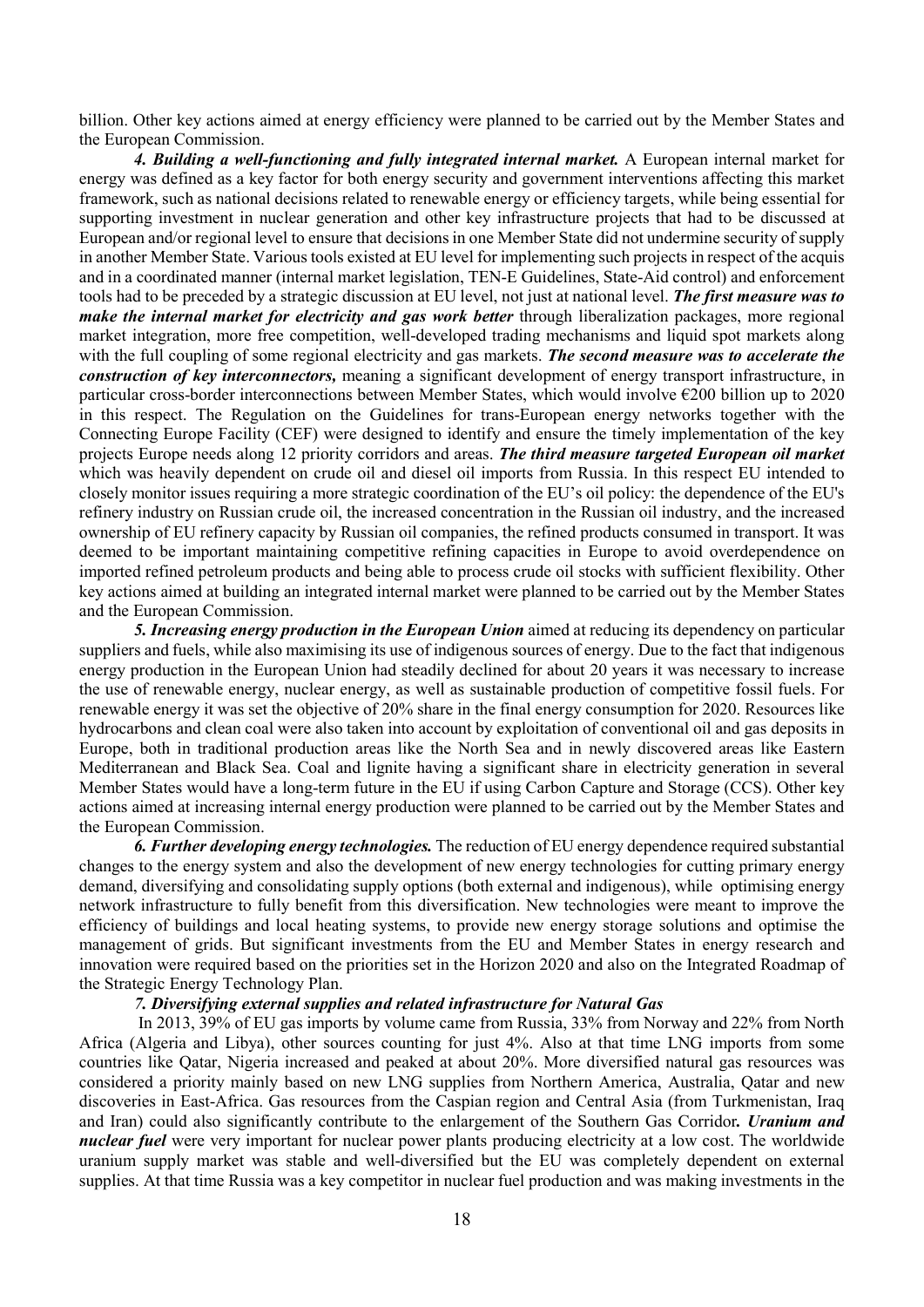billion. Other key actions aimed at energy efficiency were planned to be carried out by the Member States and the European Commission.

***4. Building a well-functioning and fully integrated internal market.*** A European internal market for energy was defined as a key factor for both energy security and government interventions affecting this market framework, such as national decisions related to renewable energy or efficiency targets, while being essential for supporting investment in nuclear generation and other key infrastructure projects that had to be discussed at European and/or regional level to ensure that decisions in one Member State did not undermine security of supply in another Member State. Various tools existed at EU level for implementing such projects in respect of the acquis and in a coordinated manner (internal market legislation, TEN-E Guidelines, State-Aid control) and enforcement tools had to be preceded by a strategic discussion at EU level, not just at national level. ***The first measure was to make the internal market for electricity and gas work better*** through liberalization packages, more regional market integration, more free competition, well-developed trading mechanisms and liquid spot markets along with the full coupling of some regional electricity and gas markets. ***The second measure was to accelerate the construction of key interconnectors,*** meaning a significant development of energy transport infrastructure, in particular cross-border interconnections between Member States, which would involve €200 billion up to 2020 in this respect. The Regulation on the Guidelines for trans-European energy networks together with the Connecting Europe Facility (CEF) were designed to identify and ensure the timely implementation of the key projects Europe needs along 12 priority corridors and areas. ***The third measure targeted European oil market*** which was heavily dependent on crude oil and diesel oil imports from Russia. In this respect EU intended to closely monitor issues requiring a more strategic coordination of the EU's oil policy: the dependence of the EU's refinery industry on Russian crude oil, the increased concentration in the Russian oil industry, and the increased ownership of EU refinery capacity by Russian oil companies, the refined products consumed in transport. It was deemed to be important maintaining competitive refining capacities in Europe to avoid overdependence on imported refined petroleum products and being able to process crude oil stocks with sufficient flexibility. Other key actions aimed at building an integrated internal market were planned to be carried out by the Member States and the European Commission.

***5. Increasing energy production in the European Union*** aimed at reducing its dependency on particular suppliers and fuels, while also maximising its use of indigenous sources of energy. Due to the fact that indigenous energy production in the European Union had steadily declined for about 20 years it was necessary to increase the use of renewable energy, nuclear energy, as well as sustainable production of competitive fossil fuels. For renewable energy it was set the objective of 20% share in the final energy consumption for 2020. Resources like hydrocarbons and clean coal were also taken into account by exploitation of conventional oil and gas deposits in Europe, both in traditional production areas like the North Sea and in newly discovered areas like Eastern Mediterranean and Black Sea. Coal and lignite having a significant share in electricity generation in several Member States would have a long-term future in the EU if using Carbon Capture and Storage (CCS). Other key actions aimed at increasing internal energy production were planned to be carried out by the Member States and the European Commission.

***6. Further developing energy technologies.*** The reduction of EU energy dependence required substantial changes to the energy system and also the development of new energy technologies for cutting primary energy demand, diversifying and consolidating supply options (both external and indigenous), while optimising energy network infrastructure to fully benefit from this diversification. New technologies were meant to improve the efficiency of buildings and local heating systems, to provide new energy storage solutions and optimise the management of grids. But significant investments from the EU and Member States in energy research and innovation were required based on the priorities set in the Horizon 2020 and also on the Integrated Roadmap of the Strategic Energy Technology Plan.

***7. Diversifying external supplies and related infrastructure for Natural Gas***

In 2013, 39% of EU gas imports by volume came from Russia, 33% from Norway and 22% from North Africa (Algeria and Libya), other sources counting for just 4%. Also at that time LNG imports from some countries like Qatar, Nigeria increased and peaked at about 20%. More diversified natural gas resources was considered a priority mainly based on new LNG supplies from Northern America, Australia, Qatar and new discoveries in East-Africa. Gas resources from the Caspian region and Central Asia (from Turkmenistan, Iraq and Iran) could also significantly contribute to the enlargement of the Southern Gas Corridor***. Uranium and nuclear fuel*** were very important for nuclear power plants producing electricity at a low cost. The worldwide uranium supply market was stable and well-diversified but the EU was completely dependent on external supplies. At that time Russia was a key competitor in nuclear fuel production and was making investments in the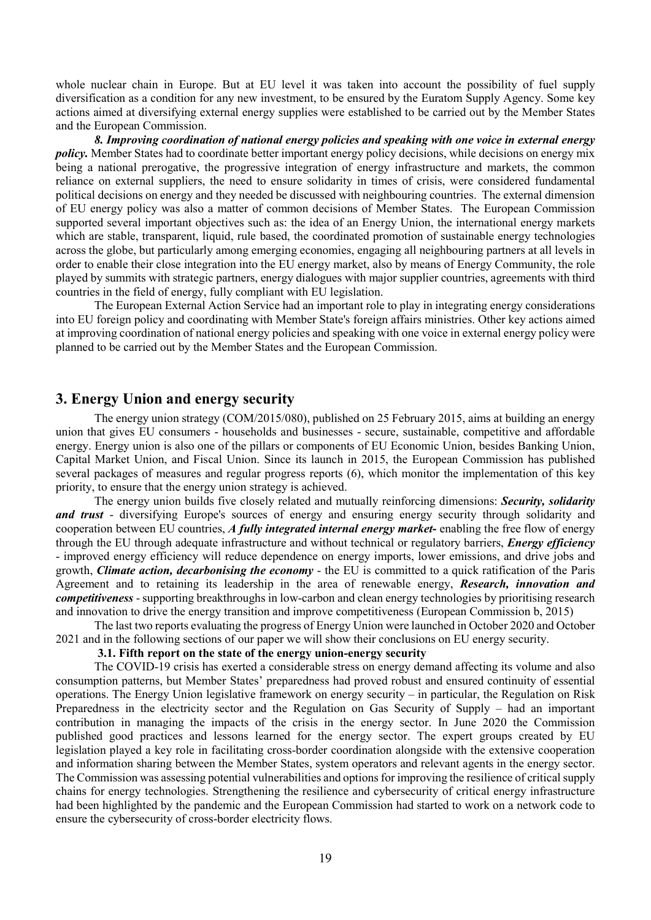whole nuclear chain in Europe. But at EU level it was taken into account the possibility of fuel supply diversification as a condition for any new investment, to be ensured by the Euratom Supply Agency. Some key actions aimed at diversifying external energy supplies were established to be carried out by the Member States and the European Commission.

***8. Improving coordination of national energy policies and speaking with one voice in external energy policy.*** Member States had to coordinate better important energy policy decisions, while decisions on energy mix being a national prerogative, the progressive integration of energy infrastructure and markets, the common reliance on external suppliers, the need to ensure solidarity in times of crisis, were considered fundamental political decisions on energy and they needed be discussed with neighbouring countries. The external dimension of EU energy policy was also a matter of common decisions of Member States. The European Commission supported several important objectives such as: the idea of an Energy Union, the international energy markets which are stable, transparent, liquid, rule based, the coordinated promotion of sustainable energy technologies across the globe, but particularly among emerging economies, engaging all neighbouring partners at all levels in order to enable their close integration into the EU energy market, also by means of Energy Community, the role played by summits with strategic partners, energy dialogues with major supplier countries, agreements with third countries in the field of energy, fully compliant with EU legislation.

The European External Action Service had an important role to play in integrating energy considerations into EU foreign policy and coordinating with Member State's foreign affairs ministries. Other key actions aimed at improving coordination of national energy policies and speaking with one voice in external energy policy were planned to be carried out by the Member States and the European Commission.

## 3. Energy Union and energy security

The energy union strategy (COM/2015/080), published on 25 February 2015, aims at building an energy union that gives EU consumers - households and businesses - secure, sustainable, competitive and affordable energy. Energy union is also one of the pillars or components of EU Economic Union, besides Banking Union, Capital Market Union, and Fiscal Union. Since its launch in 2015, the European Commission has published several packages of measures and regular progress reports (6), which monitor the implementation of this key priority, to ensure that the energy union strategy is achieved.

The energy union builds five closely related and mutually reinforcing dimensions: ***Security, solidarity and trust*** - diversifying Europe's sources of energy and ensuring energy security through solidarity and cooperation between EU countries, ***A fully integrated internal energy market-*** enabling the free flow of energy through the EU through adequate infrastructure and without technical or regulatory barriers, ***Energy efficiency*** - improved energy efficiency will reduce dependence on energy imports, lower emissions, and drive jobs and growth, ***Climate action, decarbonising the economy*** - the EU is committed to a quick ratification of the Paris Agreement and to retaining its leadership in the area of renewable energy, ***Research, innovation and competitiveness*** - supporting breakthroughs in low-carbon and clean energy technologies by prioritising research and innovation to drive the energy transition and improve competitiveness (European Commission b, 2015)

The last two reports evaluating the progress of Energy Union were launched in October 2020 and October 2021 and in the following sections of our paper we will show their conclusions on EU energy security.

### 3.1. Fifth report on the state of the energy union-energy security

The COVID-19 crisis has exerted a considerable stress on energy demand affecting its volume and also consumption patterns, but Member States' preparedness had proved robust and ensured continuity of essential operations. The Energy Union legislative framework on energy security – in particular, the Regulation on Risk Preparedness in the electricity sector and the Regulation on Gas Security of Supply – had an important contribution in managing the impacts of the crisis in the energy sector. In June 2020 the Commission published good practices and lessons learned for the energy sector. The expert groups created by EU legislation played a key role in facilitating cross-border coordination alongside with the extensive cooperation and information sharing between the Member States, system operators and relevant agents in the energy sector. The Commission was assessing potential vulnerabilities and options for improving the resilience of critical supply chains for energy technologies. Strengthening the resilience and cybersecurity of critical energy infrastructure had been highlighted by the pandemic and the European Commission had started to work on a network code to ensure the cybersecurity of cross-border electricity flows.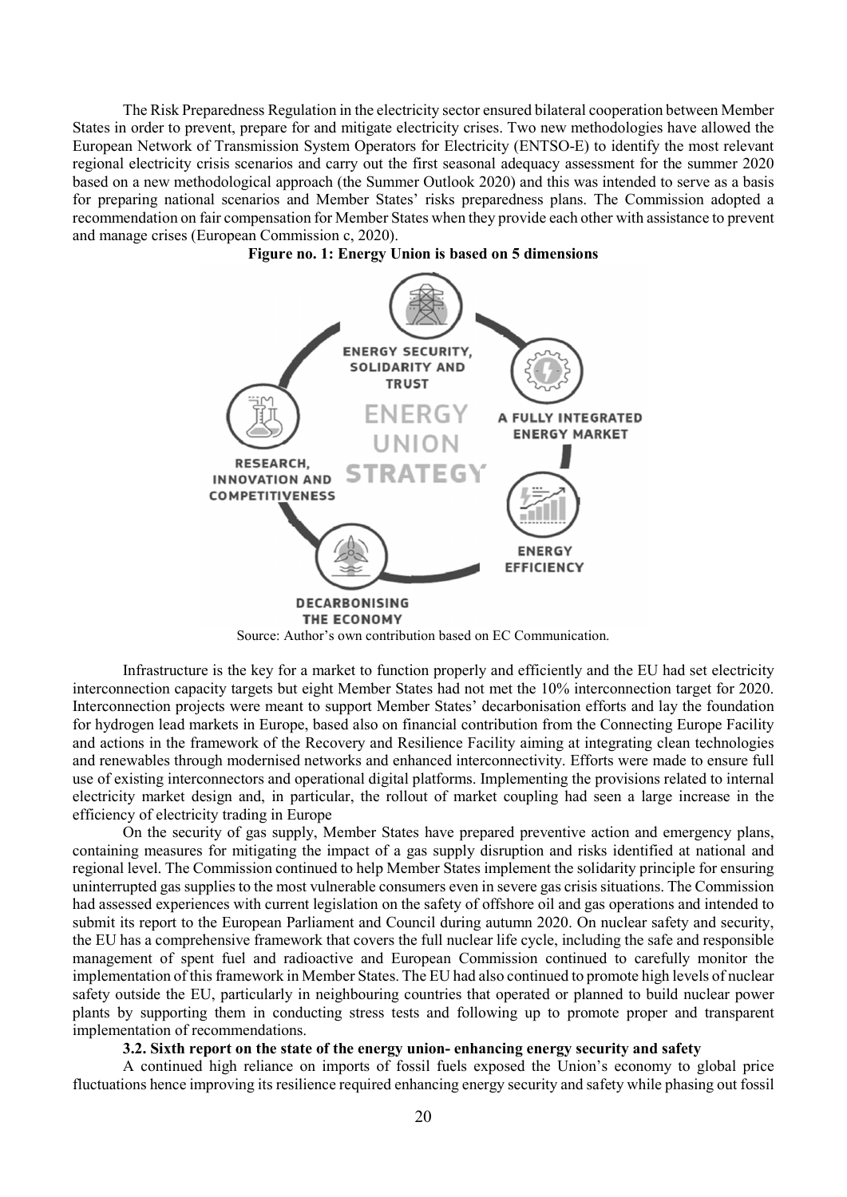The Risk Preparedness Regulation in the electricity sector ensured bilateral cooperation between Member States in order to prevent, prepare for and mitigate electricity crises. Two new methodologies have allowed the European Network of Transmission System Operators for Electricity (ENTSO-E) to identify the most relevant regional electricity crisis scenarios and carry out the first seasonal adequacy assessment for the summer 2020 based on a new methodological approach (the Summer Outlook 2020) and this was intended to serve as a basis for preparing national scenarios and Member States' risks preparedness plans. The Commission adopted a recommendation on fair compensation for Member States when they provide each other with assistance to prevent and manage crises (European Commission c, 2020).

**Figure no. 1: Energy Union is based on 5 dimensions**

ENERGY SECURITY, SOLIDARITY AND TRUST; A FULLY INTEGRATED ENERGY MARKET; ENERGY EFFICIENCY; DECARBONISING THE ECONOMY; RESEARCH, INNOVATION AND COMPETITIVENESS; ENERGY UNION STRATEGY

Source: Author's own contribution based on EC Communication.

Infrastructure is the key for a market to function properly and efficiently and the EU had set electricity interconnection capacity targets but eight Member States had not met the 10% interconnection target for 2020. Interconnection projects were meant to support Member States' decarbonisation efforts and lay the foundation for hydrogen lead markets in Europe, based also on financial contribution from the Connecting Europe Facility and actions in the framework of the Recovery and Resilience Facility aiming at integrating clean technologies and renewables through modernised networks and enhanced interconnectivity. Efforts were made to ensure full use of existing interconnectors and operational digital platforms. Implementing the provisions related to internal electricity market design and, in particular, the rollout of market coupling had seen a large increase in the efficiency of electricity trading in Europe

On the security of gas supply, Member States have prepared preventive action and emergency plans, containing measures for mitigating the impact of a gas supply disruption and risks identified at national and regional level. The Commission continued to help Member States implement the solidarity principle for ensuring uninterrupted gas supplies to the most vulnerable consumers even in severe gas crisis situations. The Commission had assessed experiences with current legislation on the safety of offshore oil and gas operations and intended to submit its report to the European Parliament and Council during autumn 2020. On nuclear safety and security, the EU has a comprehensive framework that covers the full nuclear life cycle, including the safe and responsible management of spent fuel and radioactive and European Commission continued to carefully monitor the implementation of this framework in Member States. The EU had also continued to promote high levels of nuclear safety outside the EU, particularly in neighbouring countries that operated or planned to build nuclear power plants by supporting them in conducting stress tests and following up to promote proper and transparent implementation of recommendations.

### 3.2. Sixth report on the state of the energy union- enhancing energy security and safety

A continued high reliance on imports of fossil fuels exposed the Union's economy to global price fluctuations hence improving its resilience required enhancing energy security and safety while phasing out fossil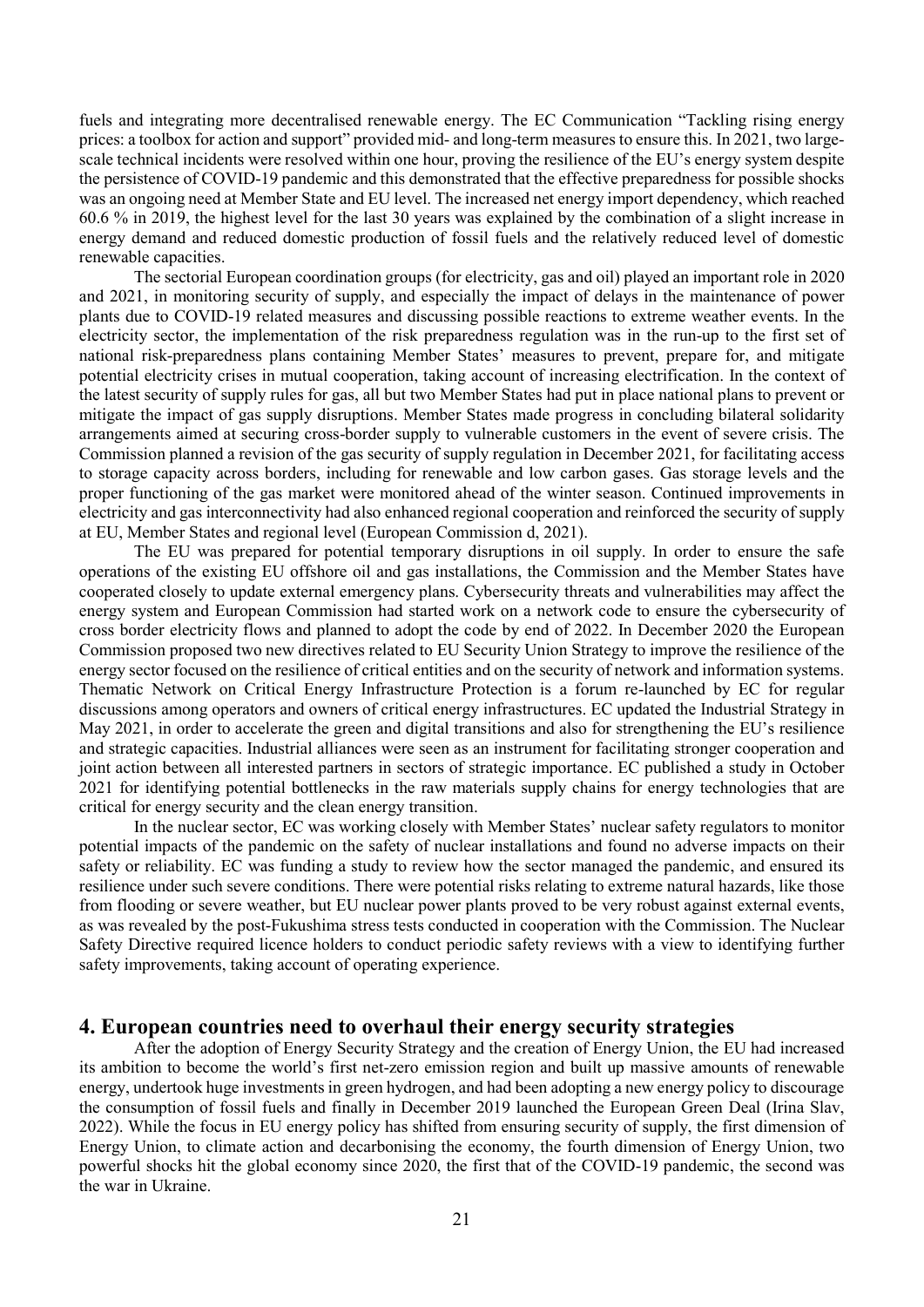fuels and integrating more decentralised renewable energy. The EC Communication "Tackling rising energy prices: a toolbox for action and support" provided mid- and long-term measures to ensure this. In 2021, two large-scale technical incidents were resolved within one hour, proving the resilience of the EU's energy system despite the persistence of COVID-19 pandemic and this demonstrated that the effective preparedness for possible shocks was an ongoing need at Member State and EU level. The increased net energy import dependency, which reached 60.6 % in 2019, the highest level for the last 30 years was explained by the combination of a slight increase in energy demand and reduced domestic production of fossil fuels and the relatively reduced level of domestic renewable capacities.

The sectorial European coordination groups (for electricity, gas and oil) played an important role in 2020 and 2021, in monitoring security of supply, and especially the impact of delays in the maintenance of power plants due to COVID-19 related measures and discussing possible reactions to extreme weather events. In the electricity sector, the implementation of the risk preparedness regulation was in the run-up to the first set of national risk-preparedness plans containing Member States' measures to prevent, prepare for, and mitigate potential electricity crises in mutual cooperation, taking account of increasing electrification. In the context of the latest security of supply rules for gas, all but two Member States had put in place national plans to prevent or mitigate the impact of gas supply disruptions. Member States made progress in concluding bilateral solidarity arrangements aimed at securing cross-border supply to vulnerable customers in the event of severe crisis. The Commission planned a revision of the gas security of supply regulation in December 2021, for facilitating access to storage capacity across borders, including for renewable and low carbon gases. Gas storage levels and the proper functioning of the gas market were monitored ahead of the winter season. Continued improvements in electricity and gas interconnectivity had also enhanced regional cooperation and reinforced the security of supply at EU, Member States and regional level (European Commission d, 2021).

The EU was prepared for potential temporary disruptions in oil supply. In order to ensure the safe operations of the existing EU offshore oil and gas installations, the Commission and the Member States have cooperated closely to update external emergency plans. Cybersecurity threats and vulnerabilities may affect the energy system and European Commission had started work on a network code to ensure the cybersecurity of cross border electricity flows and planned to adopt the code by end of 2022. In December 2020 the European Commission proposed two new directives related to EU Security Union Strategy to improve the resilience of the energy sector focused on the resilience of critical entities and on the security of network and information systems. Thematic Network on Critical Energy Infrastructure Protection is a forum re-launched by EC for regular discussions among operators and owners of critical energy infrastructures. EC updated the Industrial Strategy in May 2021, in order to accelerate the green and digital transitions and also for strengthening the EU's resilience and strategic capacities. Industrial alliances were seen as an instrument for facilitating stronger cooperation and joint action between all interested partners in sectors of strategic importance. EC published a study in October 2021 for identifying potential bottlenecks in the raw materials supply chains for energy technologies that are critical for energy security and the clean energy transition.

In the nuclear sector, EC was working closely with Member States' nuclear safety regulators to monitor potential impacts of the pandemic on the safety of nuclear installations and found no adverse impacts on their safety or reliability. EC was funding a study to review how the sector managed the pandemic, and ensured its resilience under such severe conditions. There were potential risks relating to extreme natural hazards, like those from flooding or severe weather, but EU nuclear power plants proved to be very robust against external events, as was revealed by the post-Fukushima stress tests conducted in cooperation with the Commission. The Nuclear Safety Directive required licence holders to conduct periodic safety reviews with a view to identifying further safety improvements, taking account of operating experience.

## 4. European countries need to overhaul their energy security strategies

After the adoption of Energy Security Strategy and the creation of Energy Union, the EU had increased its ambition to become the world's first net-zero emission region and built up massive amounts of renewable energy, undertook huge investments in green hydrogen, and had been adopting a new energy policy to discourage the consumption of fossil fuels and finally in December 2019 launched the European Green Deal (Irina Slav, 2022). While the focus in EU energy policy has shifted from ensuring security of supply, the first dimension of Energy Union, to climate action and decarbonising the economy, the fourth dimension of Energy Union, two powerful shocks hit the global economy since 2020, the first that of the COVID-19 pandemic, the second was the war in Ukraine.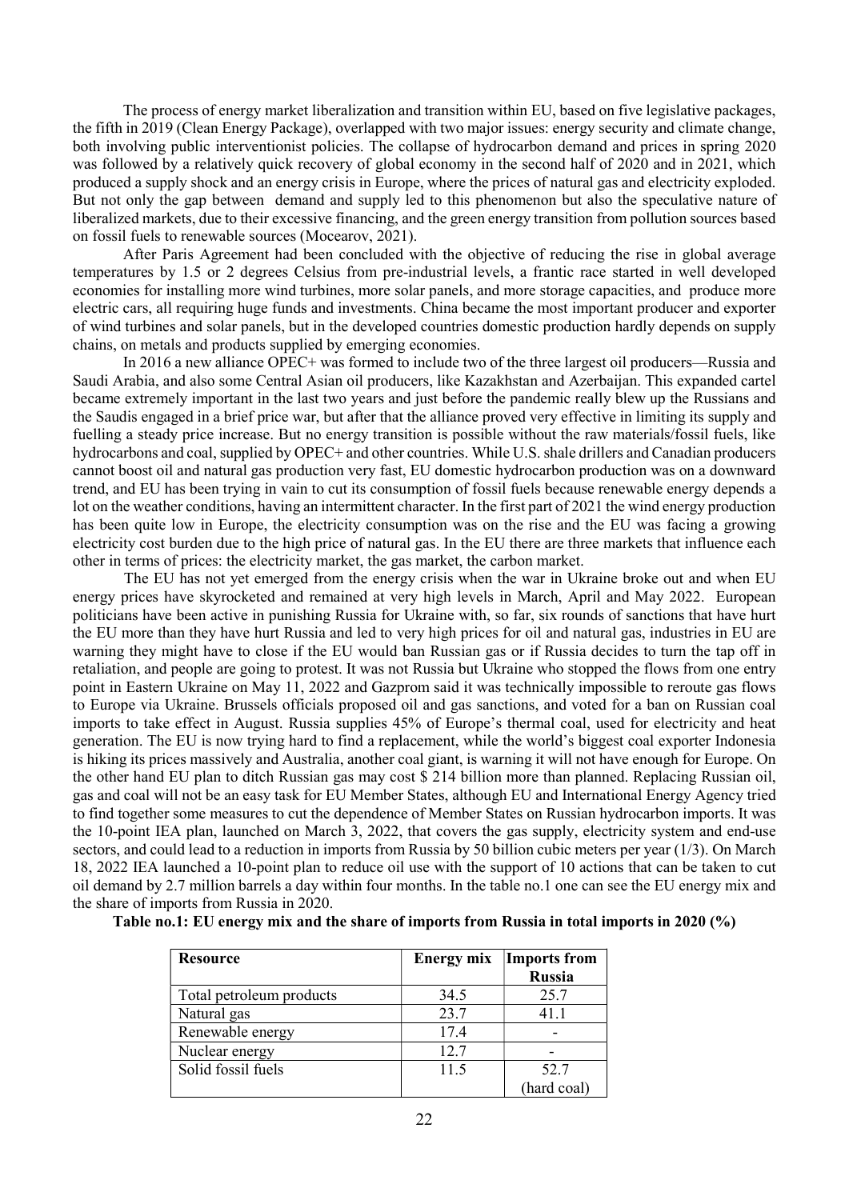The process of energy market liberalization and transition within EU, based on five legislative packages, the fifth in 2019 (Clean Energy Package), overlapped with two major issues: energy security and climate change, both involving public interventionist policies. The collapse of hydrocarbon demand and prices in spring 2020 was followed by a relatively quick recovery of global economy in the second half of 2020 and in 2021, which produced a supply shock and an energy crisis in Europe, where the prices of natural gas and electricity exploded. But not only the gap between demand and supply led to this phenomenon but also the speculative nature of liberalized markets, due to their excessive financing, and the green energy transition from pollution sources based on fossil fuels to renewable sources (Mocearov, 2021).

After Paris Agreement had been concluded with the objective of reducing the rise in global average temperatures by 1.5 or 2 degrees Celsius from pre-industrial levels, a frantic race started in well developed economies for installing more wind turbines, more solar panels, and more storage capacities, and produce more electric cars, all requiring huge funds and investments. China became the most important producer and exporter of wind turbines and solar panels, but in the developed countries domestic production hardly depends on supply chains, on metals and products supplied by emerging economies.

In 2016 a new alliance OPEC+ was formed to include two of the three largest oil producers—Russia and Saudi Arabia, and also some Central Asian oil producers, like Kazakhstan and Azerbaijan. This expanded cartel became extremely important in the last two years and just before the pandemic really blew up the Russians and the Saudis engaged in a brief price war, but after that the alliance proved very effective in limiting its supply and fuelling a steady price increase. But no energy transition is possible without the raw materials/fossil fuels, like hydrocarbons and coal, supplied by OPEC+ and other countries. While U.S. shale drillers and Canadian producers cannot boost oil and natural gas production very fast, EU domestic hydrocarbon production was on a downward trend, and EU has been trying in vain to cut its consumption of fossil fuels because renewable energy depends a lot on the weather conditions, having an intermittent character. In the first part of 2021 the wind energy production has been quite low in Europe, the electricity consumption was on the rise and the EU was facing a growing electricity cost burden due to the high price of natural gas. In the EU there are three markets that influence each other in terms of prices: the electricity market, the gas market, the carbon market.

The EU has not yet emerged from the energy crisis when the war in Ukraine broke out and when EU energy prices have skyrocketed and remained at very high levels in March, April and May 2022. European politicians have been active in punishing Russia for Ukraine with, so far, six rounds of sanctions that have hurt the EU more than they have hurt Russia and led to very high prices for oil and natural gas, industries in EU are warning they might have to close if the EU would ban Russian gas or if Russia decides to turn the tap off in retaliation, and people are going to protest. It was not Russia but Ukraine who stopped the flows from one entry point in Eastern Ukraine on May 11, 2022 and Gazprom said it was technically impossible to reroute gas flows to Europe via Ukraine. Brussels officials proposed oil and gas sanctions, and voted for a ban on Russian coal imports to take effect in August. Russia supplies 45% of Europe's thermal coal, used for electricity and heat generation. The EU is now trying hard to find a replacement, while the world's biggest coal exporter Indonesia is hiking its prices massively and Australia, another coal giant, is warning it will not have enough for Europe. On the other hand EU plan to ditch Russian gas may cost $ 214 billion more than planned. Replacing Russian oil, gas and coal will not be an easy task for EU Member States, although EU and International Energy Agency tried to find together some measures to cut the dependence of Member States on Russian hydrocarbon imports. It was the 10-point IEA plan, launched on March 3, 2022, that covers the gas supply, electricity system and end-use sectors, and could lead to a reduction in imports from Russia by 50 billion cubic meters per year (1/3). On March 18, 2022 IEA launched a 10-point plan to reduce oil use with the support of 10 actions that can be taken to cut oil demand by 2.7 million barrels a day within four months. In the table no.1 one can see the EU energy mix and the share of imports from Russia in 2020.

**Table no.1: EU energy mix and the share of imports from Russia in total imports in 2020 (%)**

| Resource | Energy mix | Imports from Russia |
|---|---|---|
| Total petroleum products | 34.5 | 25.7 |
| Natural gas | 23.7 | 41.1 |
| Renewable energy | 17.4 | - |
| Nuclear energy | 12.7 | - |
| Solid fossil fuels | 11.5 | 52.7 (hard coal) |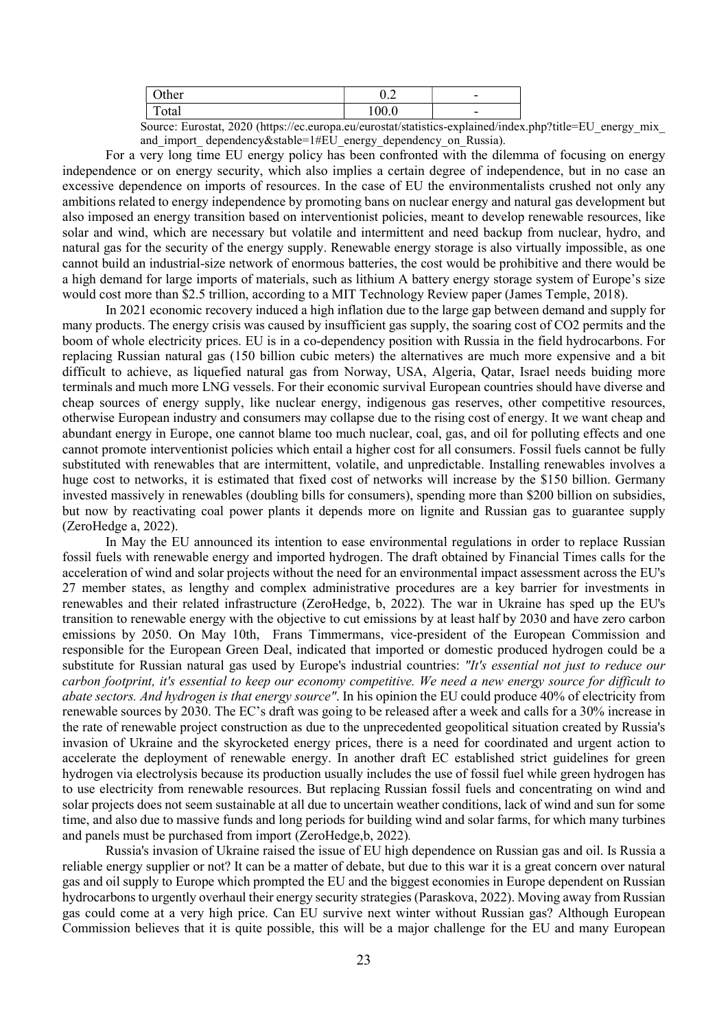| Other | 0.2 | - |
|---|---|---|
| Total | 100.0 | - |

Source: Eurostat, 2020 (https://ec.europa.eu/eurostat/statistics-explained/index.php?title=EU_energy_mix_and_import_ dependency&stable=1#EU_energy_dependency_on_Russia).

For a very long time EU energy policy has been confronted with the dilemma of focusing on energy independence or on energy security, which also implies a certain degree of independence, but in no case an excessive dependence on imports of resources. In the case of EU the environmentalists crushed not only any ambitions related to energy independence by promoting bans on nuclear energy and natural gas development but also imposed an energy transition based on interventionist policies, meant to develop renewable resources, like solar and wind, which are necessary but volatile and intermittent and need backup from nuclear, hydro, and natural gas for the security of the energy supply. Renewable energy storage is also virtually impossible, as one cannot build an industrial-size network of enormous batteries, the cost would be prohibitive and there would be a high demand for large imports of materials, such as lithium A battery energy storage system of Europe's size would cost more than $2.5 trillion, according to a MIT Technology Review paper (James Temple, 2018).

In 2021 economic recovery induced a high inflation due to the large gap between demand and supply for many products. The energy crisis was caused by insufficient gas supply, the soaring cost of CO2 permits and the boom of whole electricity prices. EU is in a co-dependency position with Russia in the field hydrocarbons. For replacing Russian natural gas (150 billion cubic meters) the alternatives are much more expensive and a bit difficult to achieve, as liquefied natural gas from Norway, USA, Algeria, Qatar, Israel needs buiding more terminals and much more LNG vessels. For their economic survival European countries should have diverse and cheap sources of energy supply, like nuclear energy, indigenous gas reserves, other competitive resources, otherwise European industry and consumers may collapse due to the rising cost of energy. It we want cheap and abundant energy in Europe, one cannot blame too much nuclear, coal, gas, and oil for polluting effects and one cannot promote interventionist policies which entail a higher cost for all consumers. Fossil fuels cannot be fully substituted with renewables that are intermittent, volatile, and unpredictable. Installing renewables involves a huge cost to networks, it is estimated that fixed cost of networks will increase by the $150 billion. Germany invested massively in renewables (doubling bills for consumers), spending more than $200 billion on subsidies, but now by reactivating coal power plants it depends more on lignite and Russian gas to guarantee supply (ZeroHedge a, 2022).

In May the EU announced its intention to ease environmental regulations in order to replace Russian fossil fuels with renewable energy and imported hydrogen. The draft obtained by Financial Times calls for the acceleration of wind and solar projects without the need for an environmental impact assessment across the EU's 27 member states, as lengthy and complex administrative procedures are a key barrier for investments in renewables and their related infrastructure (ZeroHedge, b, 2022). The war in Ukraine has sped up the EU's transition to renewable energy with the objective to cut emissions by at least half by 2030 and have zero carbon emissions by 2050. On May 10th, Frans Timmermans, vice-president of the European Commission and responsible for the European Green Deal, indicated that imported or domestic produced hydrogen could be a substitute for Russian natural gas used by Europe's industrial countries: *"It's essential not just to reduce our carbon footprint, it's essential to keep our economy competitive. We need a new energy source for difficult to abate sectors. And hydrogen is that energy source"*. In his opinion the EU could produce 40% of electricity from renewable sources by 2030. The EC's draft was going to be released after a week and calls for a 30% increase in the rate of renewable project construction as due to the unprecedented geopolitical situation created by Russia's invasion of Ukraine and the skyrocketed energy prices, there is a need for coordinated and urgent action to accelerate the deployment of renewable energy. In another draft EC established strict guidelines for green hydrogen via electrolysis because its production usually includes the use of fossil fuel while green hydrogen has to use electricity from renewable resources. But replacing Russian fossil fuels and concentrating on wind and solar projects does not seem sustainable at all due to uncertain weather conditions, lack of wind and sun for some time, and also due to massive funds and long periods for building wind and solar farms, for which many turbines and panels must be purchased from import (ZeroHedge,b, 2022).

Russia's invasion of Ukraine raised the issue of EU high dependence on Russian gas and oil. Is Russia a reliable energy supplier or not? It can be a matter of debate, but due to this war it is a great concern over natural gas and oil supply to Europe which prompted the EU and the biggest economies in Europe dependent on Russian hydrocarbons to urgently overhaul their energy security strategies (Paraskova, 2022). Moving away from Russian gas could come at a very high price. Can EU survive next winter without Russian gas? Although European Commission believes that it is quite possible, this will be a major challenge for the EU and many European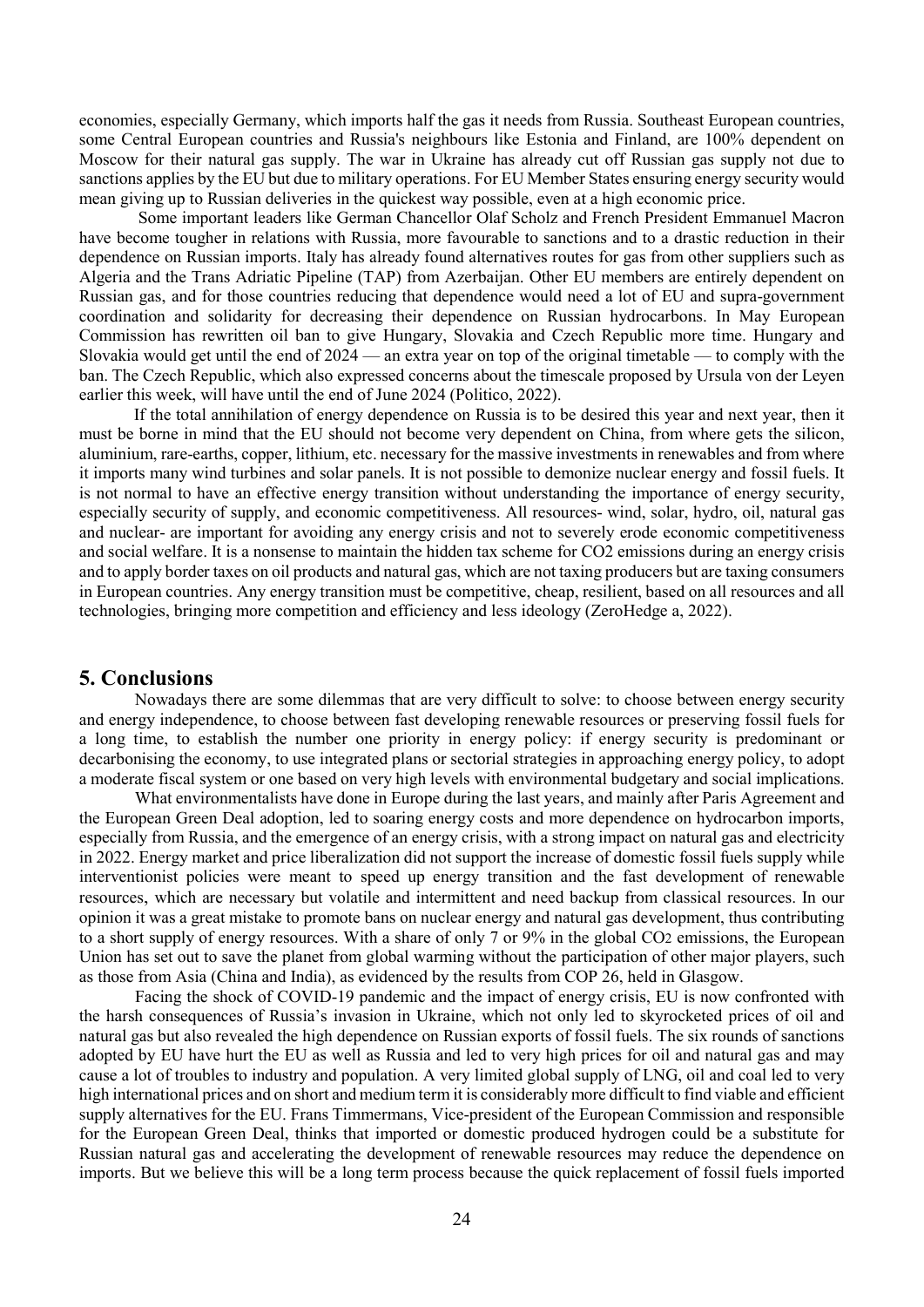economies, especially Germany, which imports half the gas it needs from Russia. Southeast European countries, some Central European countries and Russia's neighbours like Estonia and Finland, are 100% dependent on Moscow for their natural gas supply. The war in Ukraine has already cut off Russian gas supply not due to sanctions applies by the EU but due to military operations. For EU Member States ensuring energy security would mean giving up to Russian deliveries in the quickest way possible, even at a high economic price.

Some important leaders like German Chancellor Olaf Scholz and French President Emmanuel Macron have become tougher in relations with Russia, more favourable to sanctions and to a drastic reduction in their dependence on Russian imports. Italy has already found alternatives routes for gas from other suppliers such as Algeria and the Trans Adriatic Pipeline (TAP) from Azerbaijan. Other EU members are entirely dependent on Russian gas, and for those countries reducing that dependence would need a lot of EU and supra-government coordination and solidarity for decreasing their dependence on Russian hydrocarbons. In May European Commission has rewritten oil ban to give Hungary, Slovakia and Czech Republic more time. Hungary and Slovakia would get until the end of 2024 — an extra year on top of the original timetable — to comply with the ban. The Czech Republic, which also expressed concerns about the timescale proposed by Ursula von der Leyen earlier this week, will have until the end of June 2024 (Politico, 2022).

If the total annihilation of energy dependence on Russia is to be desired this year and next year, then it must be borne in mind that the EU should not become very dependent on China, from where gets the silicon, aluminium, rare-earths, copper, lithium, etc. necessary for the massive investments in renewables and from where it imports many wind turbines and solar panels. It is not possible to demonize nuclear energy and fossil fuels. It is not normal to have an effective energy transition without understanding the importance of energy security, especially security of supply, and economic competitiveness. All resources- wind, solar, hydro, oil, natural gas and nuclear- are important for avoiding any energy crisis and not to severely erode economic competitiveness and social welfare. It is a nonsense to maintain the hidden tax scheme for CO2 emissions during an energy crisis and to apply border taxes on oil products and natural gas, which are not taxing producers but are taxing consumers in European countries. Any energy transition must be competitive, cheap, resilient, based on all resources and all technologies, bringing more competition and efficiency and less ideology (ZeroHedge a, 2022).

## 5. Conclusions

Nowadays there are some dilemmas that are very difficult to solve: to choose between energy security and energy independence, to choose between fast developing renewable resources or preserving fossil fuels for a long time, to establish the number one priority in energy policy: if energy security is predominant or decarbonising the economy, to use integrated plans or sectorial strategies in approaching energy policy, to adopt a moderate fiscal system or one based on very high levels with environmental budgetary and social implications.

What environmentalists have done in Europe during the last years, and mainly after Paris Agreement and the European Green Deal adoption, led to soaring energy costs and more dependence on hydrocarbon imports, especially from Russia, and the emergence of an energy crisis, with a strong impact on natural gas and electricity in 2022. Energy market and price liberalization did not support the increase of domestic fossil fuels supply while interventionist policies were meant to speed up energy transition and the fast development of renewable resources, which are necessary but volatile and intermittent and need backup from classical resources. In our opinion it was a great mistake to promote bans on nuclear energy and natural gas development, thus contributing to a short supply of energy resources. With a share of only 7 or 9% in the global $CO_2$ emissions, the European Union has set out to save the planet from global warming without the participation of other major players, such as those from Asia (China and India), as evidenced by the results from COP 26, held in Glasgow.

Facing the shock of COVID-19 pandemic and the impact of energy crisis, EU is now confronted with the harsh consequences of Russia's invasion in Ukraine, which not only led to skyrocketed prices of oil and natural gas but also revealed the high dependence on Russian exports of fossil fuels. The six rounds of sanctions adopted by EU have hurt the EU as well as Russia and led to very high prices for oil and natural gas and may cause a lot of troubles to industry and population. A very limited global supply of LNG, oil and coal led to very high international prices and on short and medium term it is considerably more difficult to find viable and efficient supply alternatives for the EU. Frans Timmermans, Vice-president of the European Commission and responsible for the European Green Deal, thinks that imported or domestic produced hydrogen could be a substitute for Russian natural gas and accelerating the development of renewable resources may reduce the dependence on imports. But we believe this will be a long term process because the quick replacement of fossil fuels imported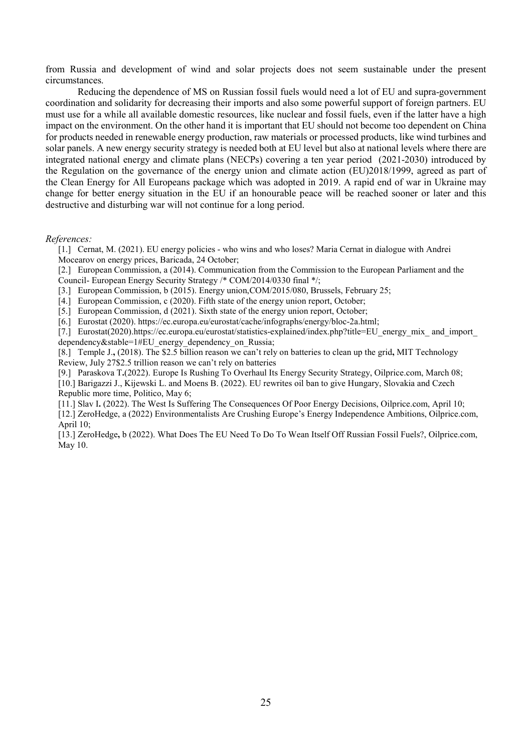from Russia and development of wind and solar projects does not seem sustainable under the present circumstances.

Reducing the dependence of MS on Russian fossil fuels would need a lot of EU and supra-government coordination and solidarity for decreasing their imports and also some powerful support of foreign partners. EU must use for a while all available domestic resources, like nuclear and fossil fuels, even if the latter have a high impact on the environment. On the other hand it is important that EU should not become too dependent on China for products needed in renewable energy production, raw materials or processed products, like wind turbines and solar panels. A new energy security strategy is needed both at EU level but also at national levels where there are integrated national energy and climate plans (NECPs) covering a ten year period (2021-2030) introduced by the Regulation on the governance of the energy union and climate action (EU)2018/1999, agreed as part of the Clean Energy for All Europeans package which was adopted in 2019. A rapid end of war in Ukraine may change for better energy situation in the EU if an honourable peace will be reached sooner or later and this destructive and disturbing war will not continue for a long period.

*References:*

[1.] Cernat, M. (2021). EU energy policies - who wins and who loses? Maria Cernat in dialogue with Andrei Mocearov on energy prices, Baricada, 24 October;

[2.] European Commission, a (2014). Communication from the Commission to the European Parliament and the Council- European Energy Security Strategy /* COM/2014/0330 final */;

[3.] European Commission, b (2015). Energy union,COM/2015/080, Brussels, February 25;

[4.] European Commission, c (2020). Fifth state of the energy union report, October;

[5.] European Commission, d (2021). Sixth state of the energy union report, October;

[6.] Eurostat (2020). https://ec.europa.eu/eurostat/cache/infographs/energy/bloc-2a.html;

[7.] Eurostat(2020).https://ec.europa.eu/eurostat/statistics-explained/index.php?title=EU_energy_mix_ and_import_ dependency&stable=1#EU_energy_dependency_on_Russia;

[8.] Temple J., (2018). The $2.5 billion reason we can't rely on batteries to clean up the grid, MIT Technology Review, July 27$2.5 trillion reason we can't rely on batteries

[9.] Paraskova T.(2022). Europe Is Rushing To Overhaul Its Energy Security Strategy, Oilprice.com, March 08;

[10.] Barigazzi J., Kijewski L. and Moens B. (2022). EU rewrites oil ban to give Hungary, Slovakia and Czech Republic more time, Politico, May 6;

[11.] Slav I. (2022). The West Is Suffering The Consequences Of Poor Energy Decisions, Oilprice.com, April 10;

[12.] ZeroHedge, a (2022) Environmentalists Are Crushing Europe's Energy Independence Ambitions, Oilprice.com, April 10;

[13.] ZeroHedge, b (2022). What Does The EU Need To Do To Wean Itself Off Russian Fossil Fuels?, Oilprice.com, May 10.